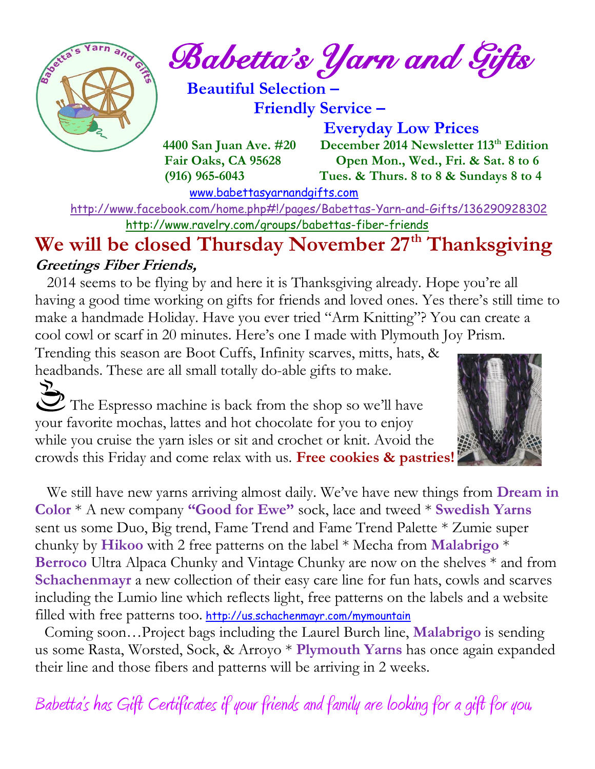# Babetta's Yarn and Gifts

**Beautiful Selection –**
**Friendly Service –**
**Everyday Low Prices**

**4400 San Juan Ave. #20**
**Fair Oaks, CA 95628**
**(916) 965-6043**

**December 2014 Newsletter 113th Edition**
**Open Mon., Wed., Fri. & Sat. 8 to 6**
**Tues. & Thurs. 8 to 8 & Sundays 8 to 4**

www.babettasyarnandgifts.com

http://www.facebook.com/home.php#!/pages/Babettas-Yarn-and-Gifts/136290928302

http://www.ravelry.com/groups/babettas-fiber-friends

## We will be closed Thursday November 27th Thanksgiving

***Greetings Fiber Friends,***

2014 seems to be flying by and here it is Thanksgiving already. Hope you're all having a good time working on gifts for friends and loved ones. Yes there's still time to make a handmade Holiday. Have you ever tried "Arm Knitting"? You can create a cool cowl or scarf in 20 minutes. Here's one I made with Plymouth Joy Prism. Trending this season are Boot Cuffs, Infinity scarves, mitts, hats, & headbands. These are all small totally do-able gifts to make.

The Espresso machine is back from the shop so we'll have your favorite mochas, lattes and hot chocolate for you to enjoy while you cruise the yarn isles or sit and crochet or knit. Avoid the crowds this Friday and come relax with us. **Free cookies & pastries!**

We still have new yarns arriving almost daily. We've have new things from **Dream in Color** * A new company **"Good for Ewe"** sock, lace and tweed * **Swedish Yarns** sent us some Duo, Big trend, Fame Trend and Fame Trend Palette * Zumie super chunky by **Hikoo** with 2 free patterns on the label * Mecha from **Malabrigo** * **Berroco** Ultra Alpaca Chunky and Vintage Chunky are now on the shelves * and from **Schachenmayr** a new collection of their easy care line for fun hats, cowls and scarves including the Lumio line which reflects light, free patterns on the labels and a website filled with free patterns too. http://us.schachenmayr.com/mymountain

Coming soon…Project bags including the Laurel Burch line, **Malabrigo** is sending us some Rasta, Worsted, Sock, & Arroyo * **Plymouth Yarns** has once again expanded their line and those fibers and patterns will be arriving in 2 weeks.

*Babetta's has Gift Certificates if your friends and family are looking for a gift for you.*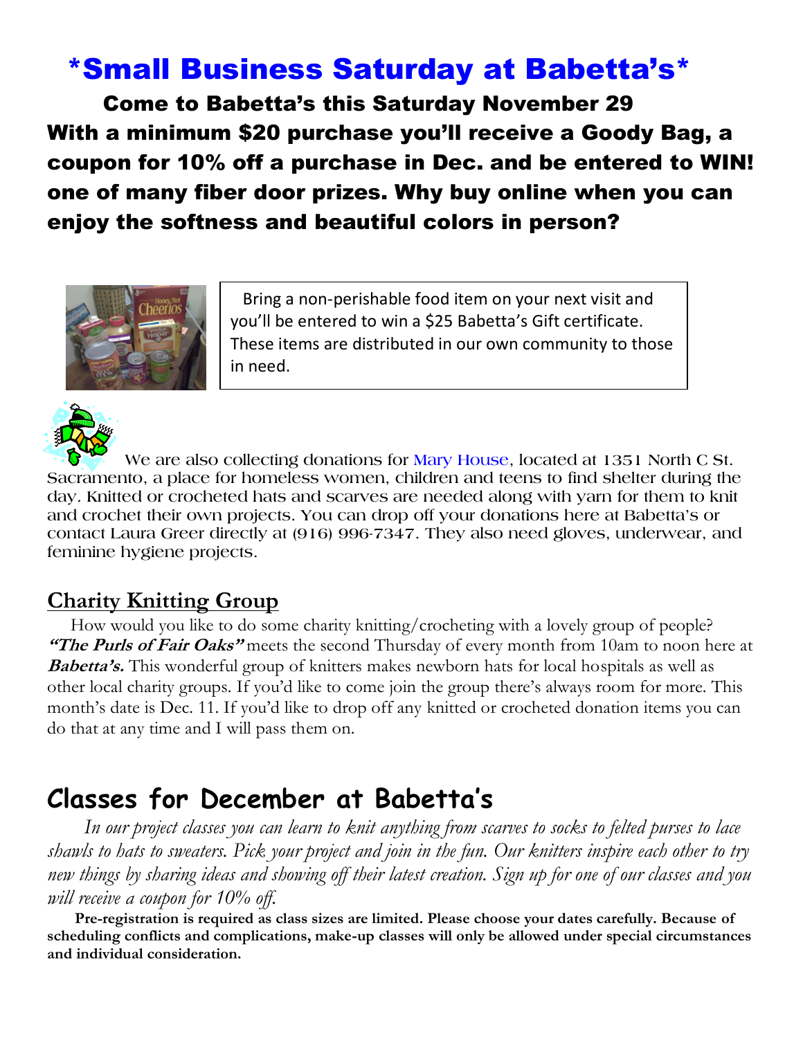# *Small Business Saturday at Babetta's*

**Come to Babetta's this Saturday November 29**

**With a minimum $20 purchase you'll receive a Goody Bag, a coupon for 10% off a purchase in Dec. and be entered to WIN! one of many fiber door prizes. Why buy online when you can enjoy the softness and beautiful colors in person?**

Bring a non-perishable food item on your next visit and you'll be entered to win a $25 Babetta's Gift certificate. These items are distributed in our own community to those in need.

We are also collecting donations for Mary House, located at 1351 North C St. Sacramento, a place for homeless women, children and teens to find shelter during the day. Knitted or crocheted hats and scarves are needed along with yarn for them to knit and crochet their own projects. You can drop off your donations here at Babetta's or contact Laura Greer directly at (916) 996-7347. They also need gloves, underwear, and feminine hygiene projects.

## Charity Knitting Group

How would you like to do some charity knitting/crocheting with a lovely group of people? ***"The Purls of Fair Oaks"*** meets the second Thursday of every month from 10am to noon here at ***Babetta's.*** This wonderful group of knitters makes newborn hats for local hospitals as well as other local charity groups. If you'd like to come join the group there's always room for more. This month's date is Dec. 11. If you'd like to drop off any knitted or crocheted donation items you can do that at any time and I will pass them on.

# Classes for December at Babetta's

*In our project classes you can learn to knit anything from scarves to socks to felted purses to lace shawls to hats to sweaters. Pick your project and join in the fun. Our knitters inspire each other to try new things by sharing ideas and showing off their latest creation. Sign up for one of our classes and you will receive a coupon for 10% off.*

**Pre-registration is required as class sizes are limited. Please choose your dates carefully. Because of scheduling conflicts and complications, make-up classes will only be allowed under special circumstances and individual consideration.**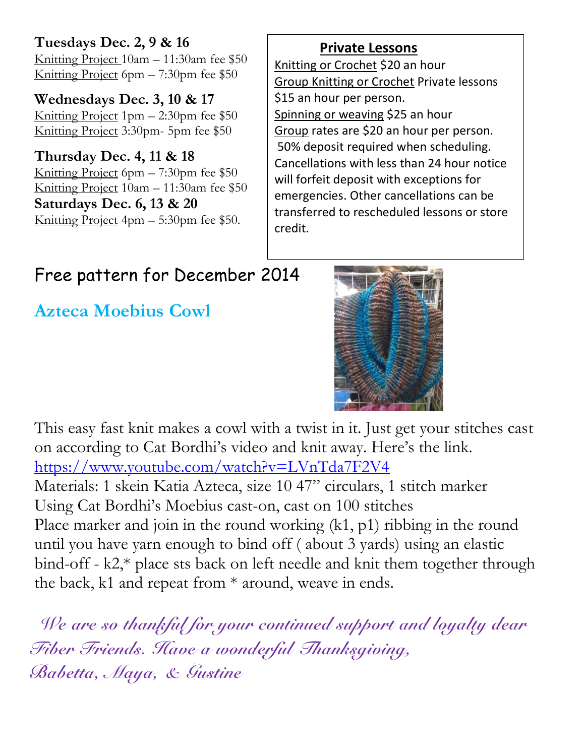**Tuesdays Dec. 2, 9 & 16**
Knitting Project 10am – 11:30am fee $50
Knitting Project 6pm – 7:30pm fee $50

**Wednesdays Dec. 3, 10 & 17**
Knitting Project 1pm – 2:30pm fee $50
Knitting Project 3:30pm- 5pm fee $50

**Thursday Dec. 4, 11 & 18**
Knitting Project 6pm – 7:30pm fee $50
Knitting Project 10am – 11:30am fee $50

**Saturdays Dec. 6, 13 & 20**
Knitting Project 4pm – 5:30pm fee $50.

**Private Lessons**

Knitting or Crochet $20 an hour
Group Knitting or Crochet Private lessons $15 an hour per person.
Spinning or weaving $25 an hour
Group rates are $20 an hour per person.
50% deposit required when scheduling. Cancellations with less than 24 hour notice will forfeit deposit with exceptions for emergencies. Other cancellations can be transferred to rescheduled lessons or store credit.

# Free pattern for December 2014

## Azteca Moebius Cowl

This easy fast knit makes a cowl with a twist in it. Just get your stitches cast on according to Cat Bordhi's video and knit away. Here's the link.
https://www.youtube.com/watch?v=LVnTda7F2V4
Materials: 1 skein Katia Azteca, size 10 47" circulars, 1 stitch marker
Using Cat Bordhi's Moebius cast-on, cast on 100 stitches
Place marker and join in the round working (k1, p1) ribbing in the round until you have yarn enough to bind off ( about 3 yards) using an elastic bind-off - k2,* place sts back on left needle and knit them together through the back, k1 and repeat from * around, weave in ends.

*We are so thankful for your continued support and loyalty dear Fiber Friends. Have a wonderful Thanksgiving,*
*Babetta, Maya, & Gustine*